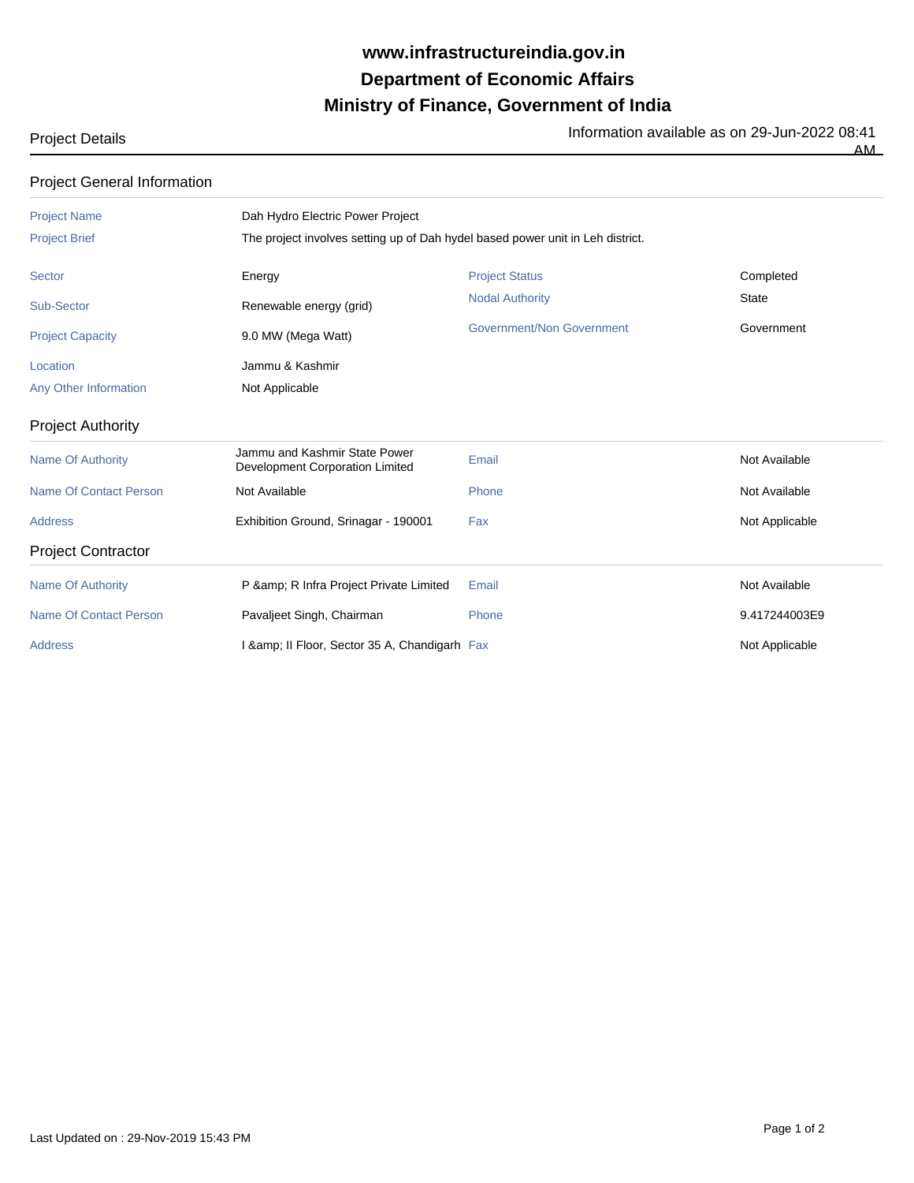# www.infrastructureindia.gov.in

# Department of Economic Affairs

# Ministry of Finance, Government of India

Project Details

Information available as on 29-Jun-2022 08:41 AM

## Project General Information

| | | | |
|---|---|---|---|
| Project Name | Dah Hydro Electric Power Project | | |
| Project Brief | The project involves setting up of Dah hydel based power unit in Leh district. | | |
| Sector | Energy | Project Status | Completed |
| Sub-Sector | Renewable energy (grid) | Nodal Authority | State |
| Project Capacity | 9.0 MW (Mega Watt) | Government/Non Government | Government |
| Location | Jammu & Kashmir | | |
| Any Other Information | Not Applicable | | |

## Project Authority

| | | | |
|---|---|---|---|
| Name Of Authority | Jammu and Kashmir State Power Development Corporation Limited | Email | Not Available |
| Name Of Contact Person | Not Available | Phone | Not Available |
| Address | Exhibition Ground, Srinagar - 190001 | Fax | Not Applicable |

## Project Contractor

| | | | |
|---|---|---|---|
| Name Of Authority | P &amp; R Infra Project Private Limited | Email | Not Available |
| Name Of Contact Person | Pavaljeet Singh, Chairman | Phone | 9.417244003E9 |
| Address | I &amp; II Floor, Sector 35 A, Chandigarh | Fax | Not Applicable |

Last Updated on : 29-Nov-2019 15:43 PM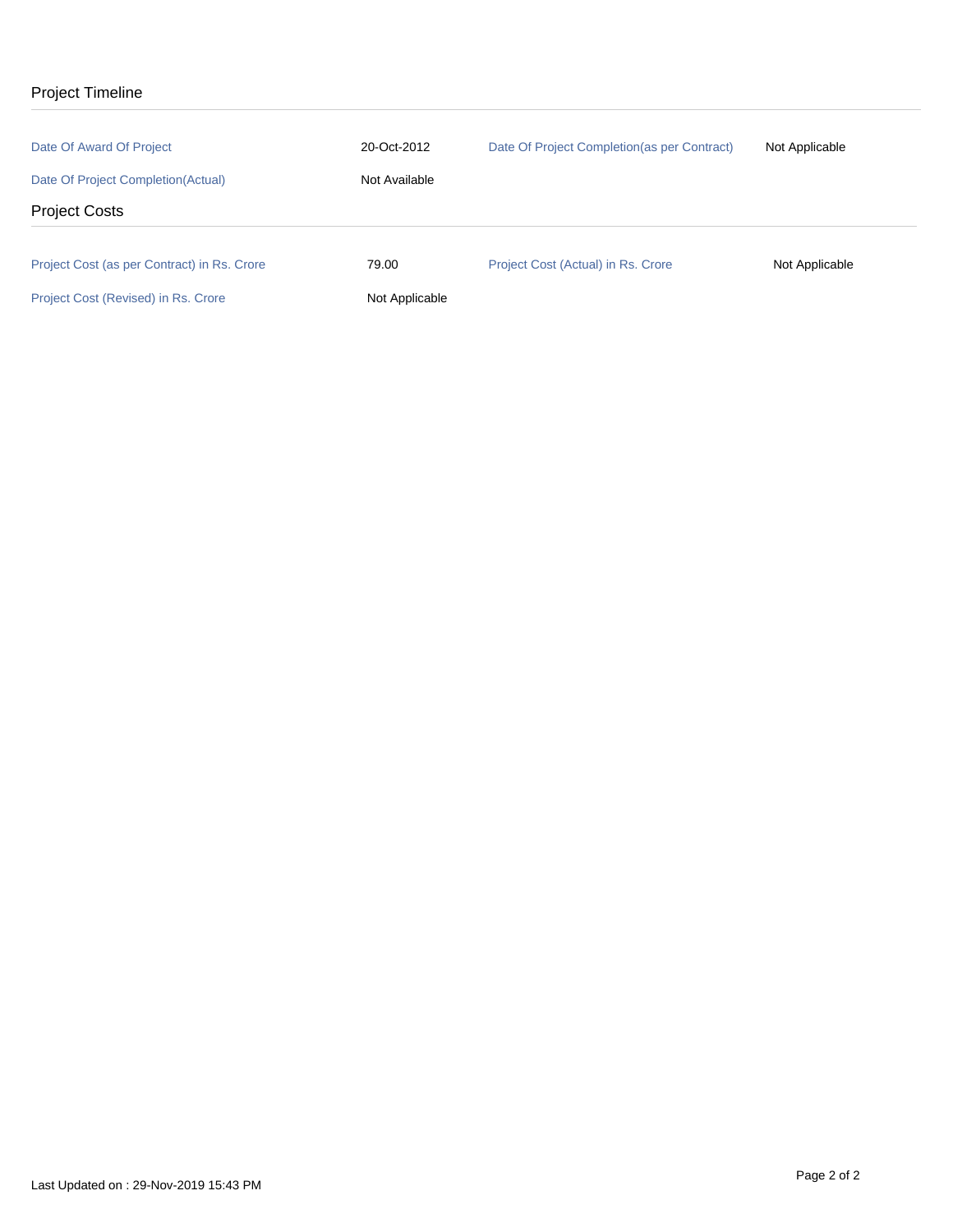## Project Timeline

| | | | |
|---|---|---|---|
| Date Of Award Of Project | 20-Oct-2012 | Date Of Project Completion(as per Contract) | Not Applicable |
| Date Of Project Completion(Actual) | Not Available | | |

## Project Costs

| | | | |
|---|---|---|---|
| Project Cost (as per Contract) in Rs. Crore | 79.00 | Project Cost (Actual) in Rs. Crore | Not Applicable |
| Project Cost (Revised) in Rs. Crore | Not Applicable | | |

Last Updated on : 29-Nov-2019 15:43 PM